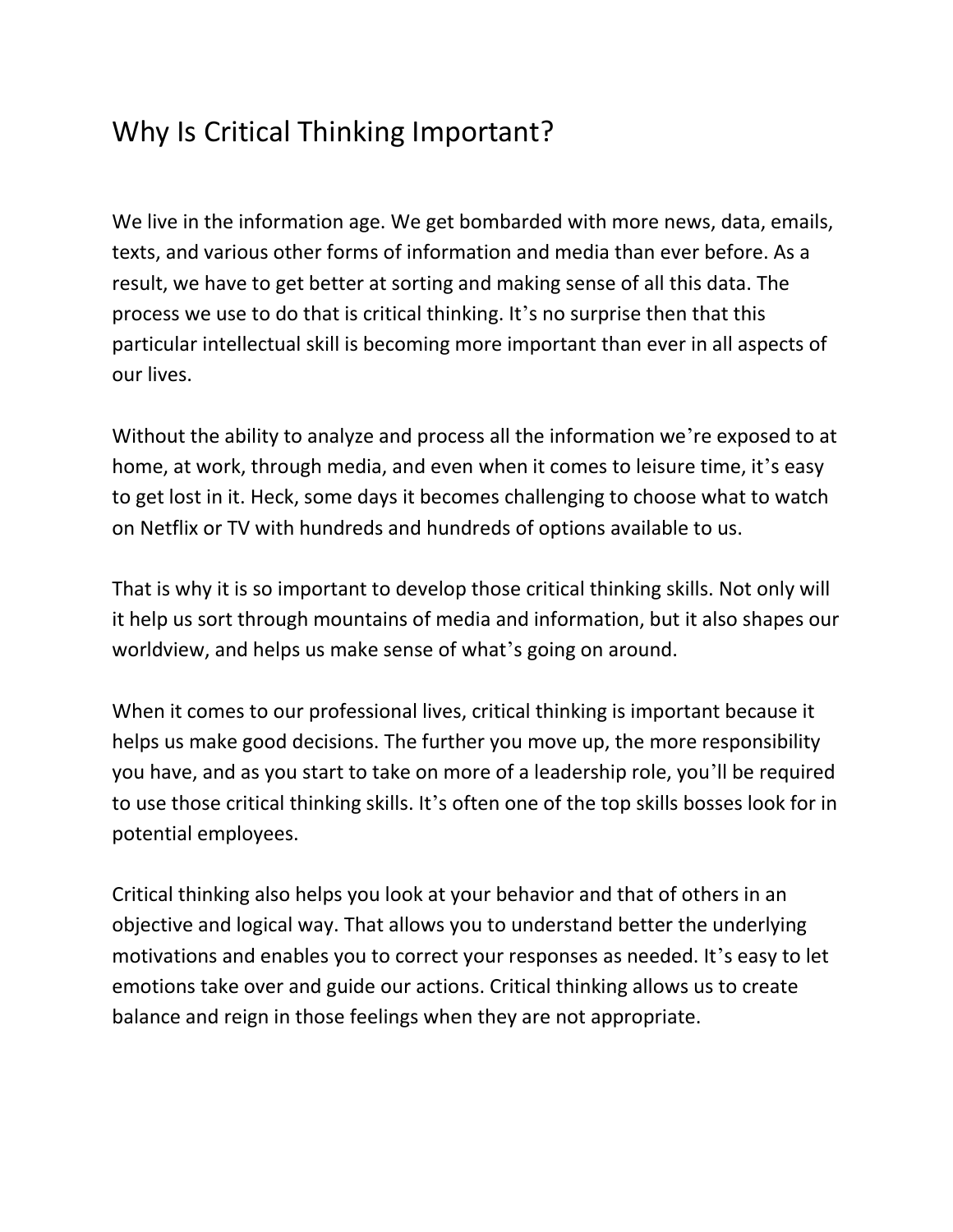# Why Is Critical Thinking Important?

We live in the information age. We get bombarded with more news, data, emails, texts, and various other forms of information and media than ever before. As a result, we have to get better at sorting and making sense of all this data. The process we use to do that is critical thinking. It's no surprise then that this particular intellectual skill is becoming more important than ever in all aspects of our lives.

Without the ability to analyze and process all the information we're exposed to at home, at work, through media, and even when it comes to leisure time, it's easy to get lost in it. Heck, some days it becomes challenging to choose what to watch on Netflix or TV with hundreds and hundreds of options available to us.

That is why it is so important to develop those critical thinking skills. Not only will it help us sort through mountains of media and information, but it also shapes our worldview, and helps us make sense of what's going on around.

When it comes to our professional lives, critical thinking is important because it helps us make good decisions. The further you move up, the more responsibility you have, and as you start to take on more of a leadership role, you'll be required to use those critical thinking skills. It's often one of the top skills bosses look for in potential employees.

Critical thinking also helps you look at your behavior and that of others in an objective and logical way. That allows you to understand better the underlying motivations and enables you to correct your responses as needed. It's easy to let emotions take over and guide our actions. Critical thinking allows us to create balance and reign in those feelings when they are not appropriate.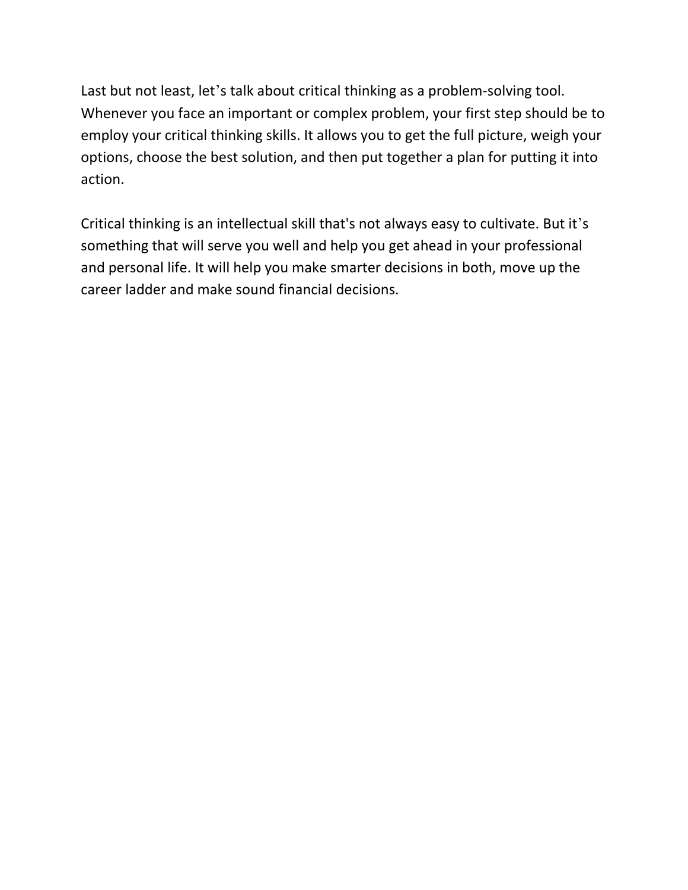Last but not least, let's talk about critical thinking as a problem-solving tool. Whenever you face an important or complex problem, your first step should be to employ your critical thinking skills. It allows you to get the full picture, weigh your options, choose the best solution, and then put together a plan for putting it into action.

Critical thinking is an intellectual skill that's not always easy to cultivate. But it's something that will serve you well and help you get ahead in your professional and personal life. It will help you make smarter decisions in both, move up the career ladder and make sound financial decisions.